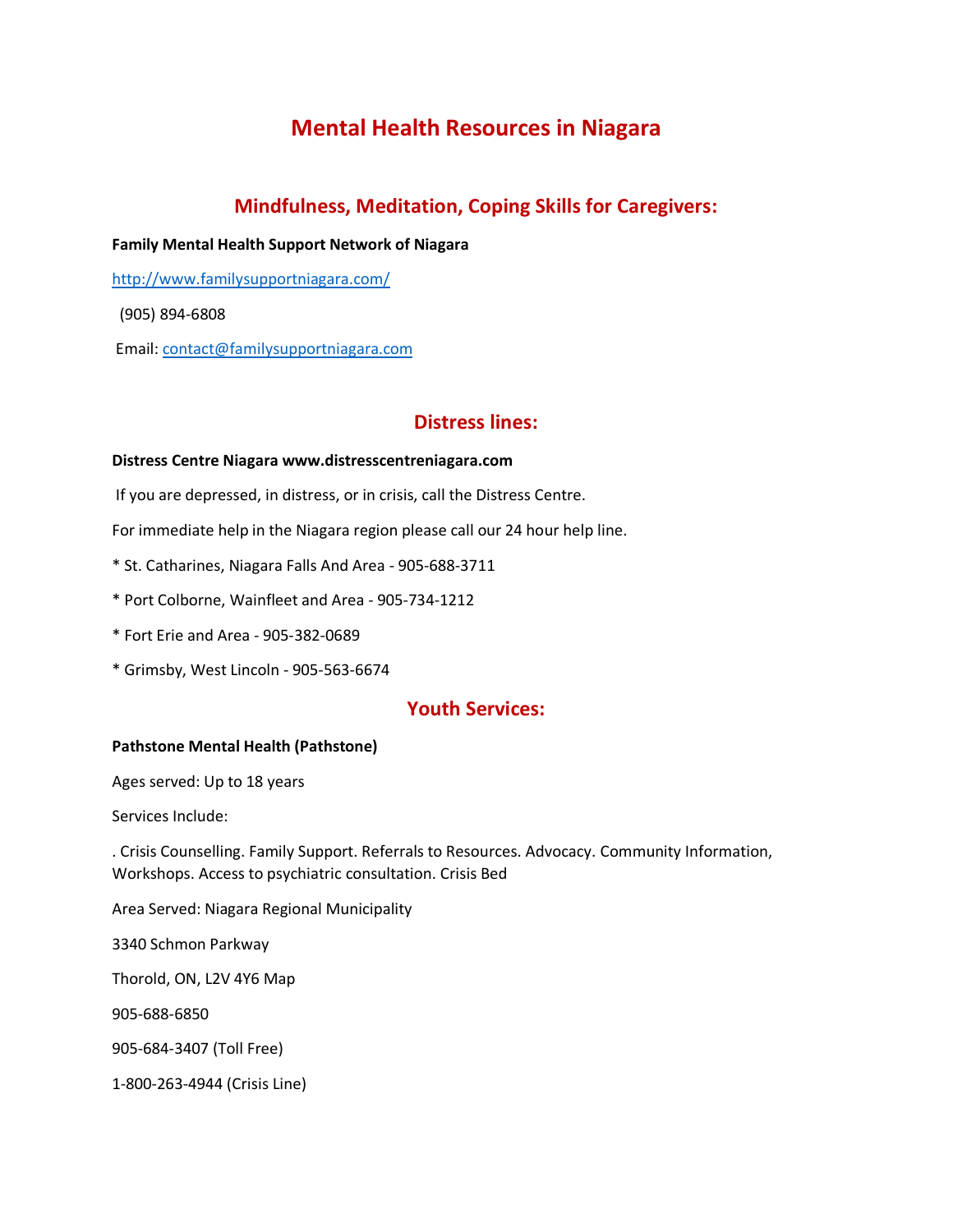# Mental Health Resources in Niagara

## Mindfulness, Meditation, Coping Skills for Caregivers:

**Family Mental Health Support Network of Niagara**

http://www.familysupportniagara.com/

(905) 894-6808

Email: contact@familysupportniagara.com

## Distress lines:

**Distress Centre Niagara www.distresscentreniagara.com**

If you are depressed, in distress, or in crisis, call the Distress Centre.

For immediate help in the Niagara region please call our 24 hour help line.

* St. Catharines, Niagara Falls And Area - 905-688-3711

* Port Colborne, Wainfleet and Area - 905-734-1212

* Fort Erie and Area - 905-382-0689

* Grimsby, West Lincoln - 905-563-6674

## Youth Services:

**Pathstone Mental Health (Pathstone)**

Ages served: Up to 18 years

Services Include:

. Crisis Counselling. Family Support. Referrals to Resources. Advocacy. Community Information, Workshops. Access to psychiatric consultation. Crisis Bed

Area Served: Niagara Regional Municipality

3340 Schmon Parkway

Thorold, ON, L2V 4Y6 Map

905-688-6850

905-684-3407 (Toll Free)

1-800-263-4944 (Crisis Line)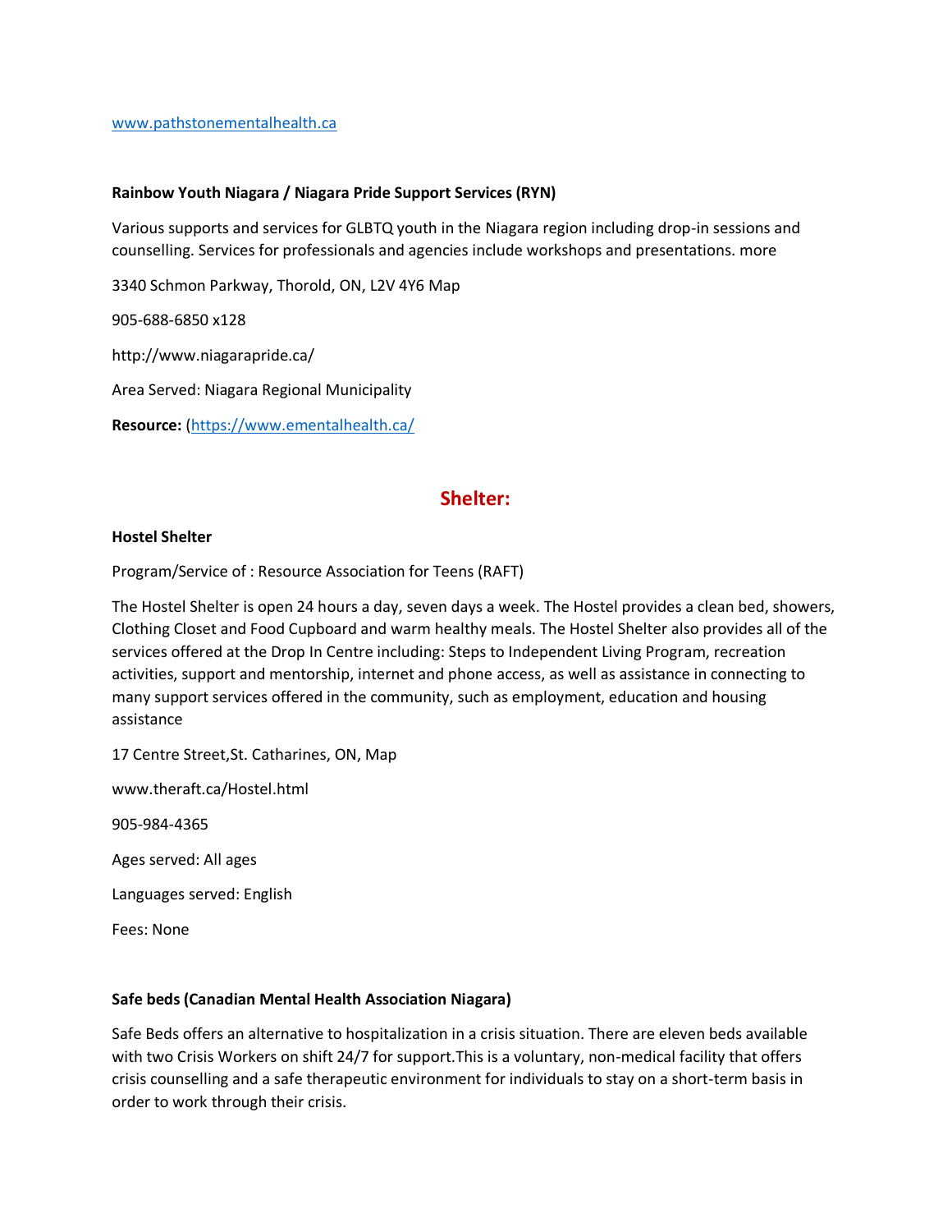[www.pathstonementalhealth.ca](http://www.pathstonementalhealth.ca)

**Rainbow Youth Niagara / Niagara Pride Support Services (RYN)**

Various supports and services for GLBTQ youth in the Niagara region including drop-in sessions and counselling. Services for professionals and agencies include workshops and presentations. more

3340 Schmon Parkway, Thorold, ON, L2V 4Y6 Map

905-688-6850 x128

http://www.niagarapride.ca/

Area Served: Niagara Regional Municipality

**Resource:** ([https://www.ementalhealth.ca/](https://www.ementalhealth.ca/)

## Shelter:

**Hostel Shelter**

Program/Service of : Resource Association for Teens (RAFT)

The Hostel Shelter is open 24 hours a day, seven days a week. The Hostel provides a clean bed, showers, Clothing Closet and Food Cupboard and warm healthy meals. The Hostel Shelter also provides all of the services offered at the Drop In Centre including: Steps to Independent Living Program, recreation activities, support and mentorship, internet and phone access, as well as assistance in connecting to many support services offered in the community, such as employment, education and housing assistance

17 Centre Street,St. Catharines, ON, Map

www.theraft.ca/Hostel.html

905-984-4365

Ages served: All ages

Languages served: English

Fees: None

**Safe beds (Canadian Mental Health Association Niagara)**

Safe Beds offers an alternative to hospitalization in a crisis situation. There are eleven beds available with two Crisis Workers on shift 24/7 for support.This is a voluntary, non-medical facility that offers crisis counselling and a safe therapeutic environment for individuals to stay on a short-term basis in order to work through their crisis.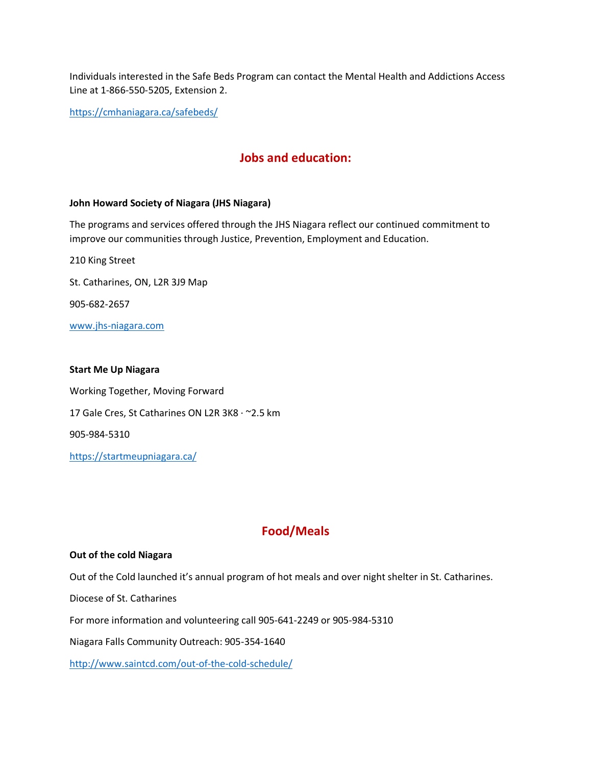Individuals interested in the Safe Beds Program can contact the Mental Health and Addictions Access Line at 1-866-550-5205, Extension 2.

https://cmhaniagara.ca/safebeds/

## Jobs and education:

**John Howard Society of Niagara (JHS Niagara)**

The programs and services offered through the JHS Niagara reflect our continued commitment to improve our communities through Justice, Prevention, Employment and Education.

210 King Street

St. Catharines, ON, L2R 3J9 Map

905-682-2657

www.jhs-niagara.com

**Start Me Up Niagara**

Working Together, Moving Forward

17 Gale Cres, St Catharines ON L2R 3K8 · ~2.5 km

905-984-5310

https://startmeupniagara.ca/

## Food/Meals

**Out of the cold Niagara**

Out of the Cold launched it's annual program of hot meals and over night shelter in St. Catharines.

Diocese of St. Catharines

For more information and volunteering call 905-641-2249 or 905-984-5310

Niagara Falls Community Outreach: 905-354-1640

http://www.saintcd.com/out-of-the-cold-schedule/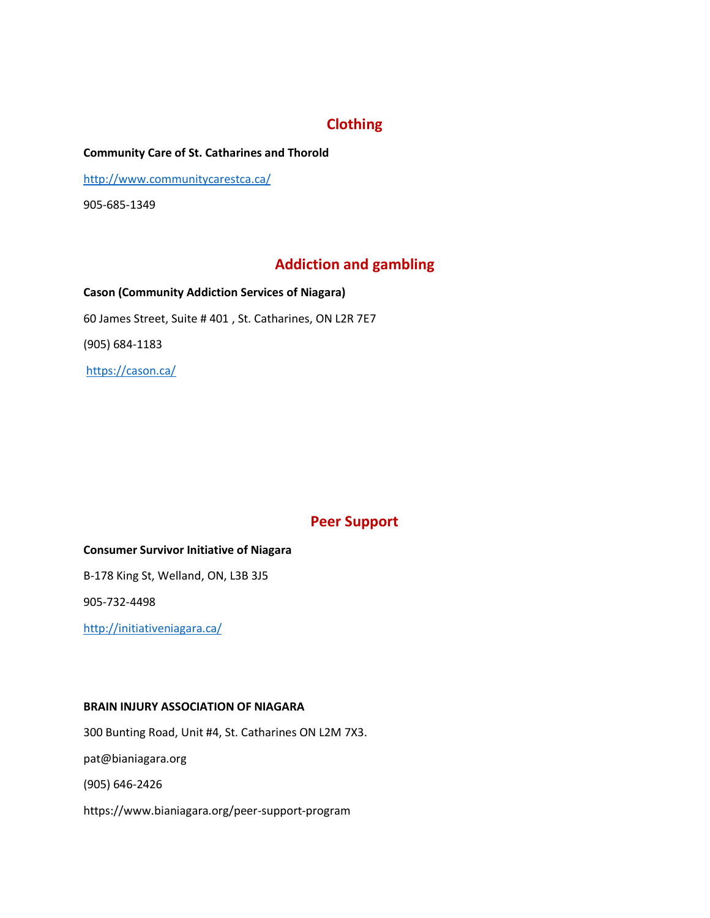## Clothing

**Community Care of St. Catharines and Thorold**

http://www.communitycarestca.ca/

905-685-1349

## Addiction and gambling

**Cason (Community Addiction Services of Niagara)**

60 James Street, Suite # 401 , St. Catharines, ON L2R 7E7

(905) 684-1183

https://cason.ca/

## Peer Support

**Consumer Survivor Initiative of Niagara**

B-178 King St, Welland, ON, L3B 3J5

905-732-4498

http://initiativeniagara.ca/

**BRAIN INJURY ASSOCIATION OF NIAGARA**

300 Bunting Road, Unit #4, St. Catharines ON L2M 7X3.

pat@bianiagara.org

(905) 646-2426

https://www.bianiagara.org/peer-support-program